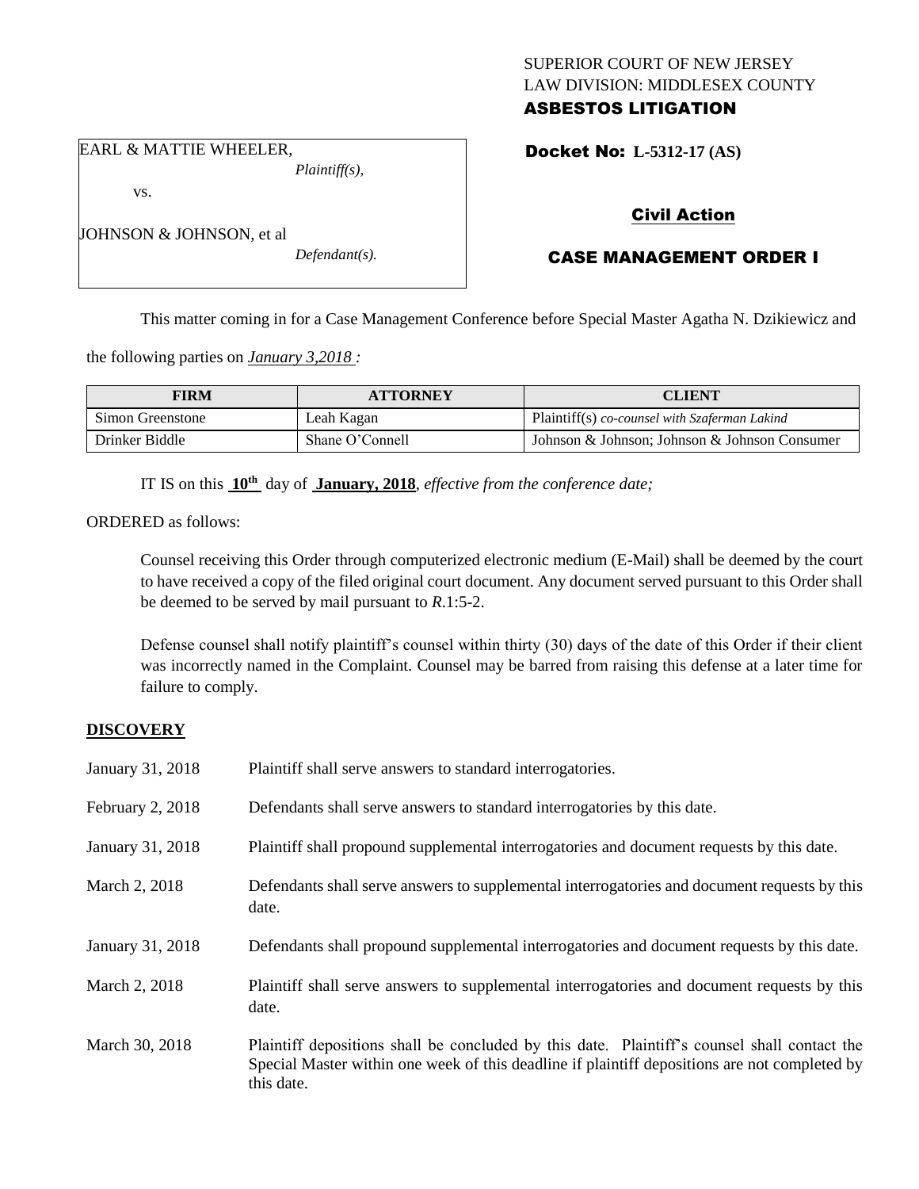SUPERIOR COURT OF NEW JERSEY
LAW DIVISION: MIDDLESEX COUNTY
**ASBESTOS LITIGATION**

EARL & MATTIE WHEELER,
*Plaintiff(s),*

vs.

JOHNSON & JOHNSON, et al
*Defendant(s).*

**Docket No: L-5312-17 (AS)**

**Civil Action**

**CASE MANAGEMENT ORDER I**

This matter coming in for a Case Management Conference before Special Master Agatha N. Dzikiewicz and the following parties on *January 3,2018 :*

| FIRM | ATTORNEY | CLIENT |
|---|---|---|
| Simon Greenstone | Leah Kagan | Plaintiff(s) *co-counsel with Szaferman Lakind* |
| Drinker Biddle | Shane O'Connell | Johnson & Johnson; Johnson & Johnson Consumer |

IT IS on this **10th** day of **January, 2018**, *effective from the conference date;*

ORDERED as follows:

Counsel receiving this Order through computerized electronic medium (E-Mail) shall be deemed by the court to have received a copy of the filed original court document. Any document served pursuant to this Order shall be deemed to be served by mail pursuant to *R*.1:5-2.

Defense counsel shall notify plaintiff's counsel within thirty (30) days of the date of this Order if their client was incorrectly named in the Complaint. Counsel may be barred from raising this defense at a later time for failure to comply.

## DISCOVERY

| | |
|---|---|
| January 31, 2018 | Plaintiff shall serve answers to standard interrogatories. |
| February 2, 2018 | Defendants shall serve answers to standard interrogatories by this date. |
| January 31, 2018 | Plaintiff shall propound supplemental interrogatories and document requests by this date. |
| March 2, 2018 | Defendants shall serve answers to supplemental interrogatories and document requests by this date. |
| January 31, 2018 | Defendants shall propound supplemental interrogatories and document requests by this date. |
| March 2, 2018 | Plaintiff shall serve answers to supplemental interrogatories and document requests by this date. |
| March 30, 2018 | Plaintiff depositions shall be concluded by this date. Plaintiff's counsel shall contact the Special Master within one week of this deadline if plaintiff depositions are not completed by this date. |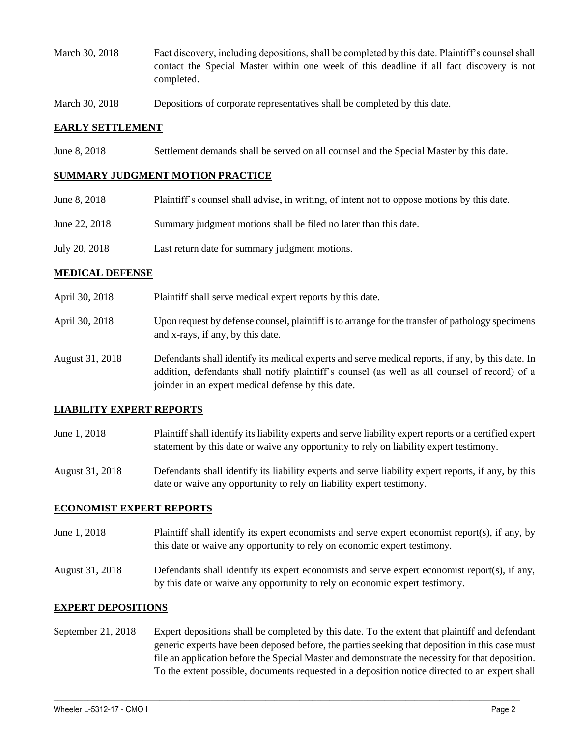| | |
|---|---|
| March 30, 2018 | Fact discovery, including depositions, shall be completed by this date. Plaintiff's counsel shall contact the Special Master within one week of this deadline if all fact discovery is not completed. |
| March 30, 2018 | Depositions of corporate representatives shall be completed by this date. |

## EARLY SETTLEMENT

| | |
|---|---|
| June 8, 2018 | Settlement demands shall be served on all counsel and the Special Master by this date. |

## SUMMARY JUDGMENT MOTION PRACTICE

| | |
|---|---|
| June 8, 2018 | Plaintiff's counsel shall advise, in writing, of intent not to oppose motions by this date. |
| June 22, 2018 | Summary judgment motions shall be filed no later than this date. |
| July 20, 2018 | Last return date for summary judgment motions. |

## MEDICAL DEFENSE

| | |
|---|---|
| April 30, 2018 | Plaintiff shall serve medical expert reports by this date. |
| April 30, 2018 | Upon request by defense counsel, plaintiff is to arrange for the transfer of pathology specimens and x-rays, if any, by this date. |
| August 31, 2018 | Defendants shall identify its medical experts and serve medical reports, if any, by this date. In addition, defendants shall notify plaintiff's counsel (as well as all counsel of record) of a joinder in an expert medical defense by this date. |

## LIABILITY EXPERT REPORTS

| | |
|---|---|
| June 1, 2018 | Plaintiff shall identify its liability experts and serve liability expert reports or a certified expert statement by this date or waive any opportunity to rely on liability expert testimony. |
| August 31, 2018 | Defendants shall identify its liability experts and serve liability expert reports, if any, by this date or waive any opportunity to rely on liability expert testimony. |

## ECONOMIST EXPERT REPORTS

| | |
|---|---|
| June 1, 2018 | Plaintiff shall identify its expert economists and serve expert economist report(s), if any, by this date or waive any opportunity to rely on economic expert testimony. |
| August 31, 2018 | Defendants shall identify its expert economists and serve expert economist report(s), if any, by this date or waive any opportunity to rely on economic expert testimony. |

## EXPERT DEPOSITIONS

| | |
|---|---|
| September 21, 2018 | Expert depositions shall be completed by this date. To the extent that plaintiff and defendant generic experts have been deposed before, the parties seeking that deposition in this case must file an application before the Special Master and demonstrate the necessity for that deposition. To the extent possible, documents requested in a deposition notice directed to an expert shall |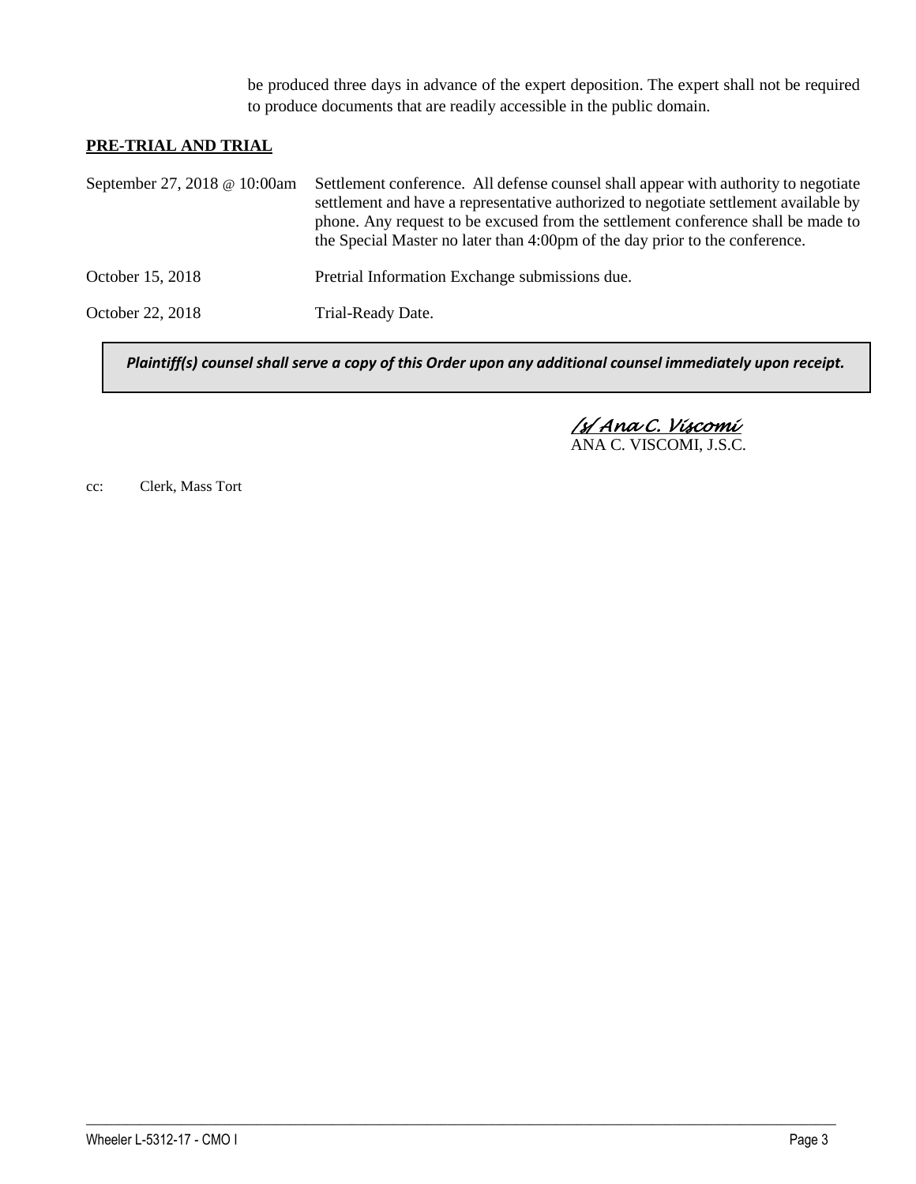be produced three days in advance of the expert deposition. The expert shall not be required to produce documents that are readily accessible in the public domain.

**PRE-TRIAL AND TRIAL**

| | |
|---|---|
| September 27, 2018 @ 10:00am | Settlement conference. All defense counsel shall appear with authority to negotiate settlement and have a representative authorized to negotiate settlement available by phone. Any request to be excused from the settlement conference shall be made to the Special Master no later than 4:00pm of the day prior to the conference. |
| October 15, 2018 | Pretrial Information Exchange submissions due. |
| October 22, 2018 | Trial-Ready Date. |

***Plaintiff(s) counsel shall serve a copy of this Order upon any additional counsel immediately upon receipt.***

/s/ Ana C. Viscomi
ANA C. VISCOMI, J.S.C.

cc: Clerk, Mass Tort